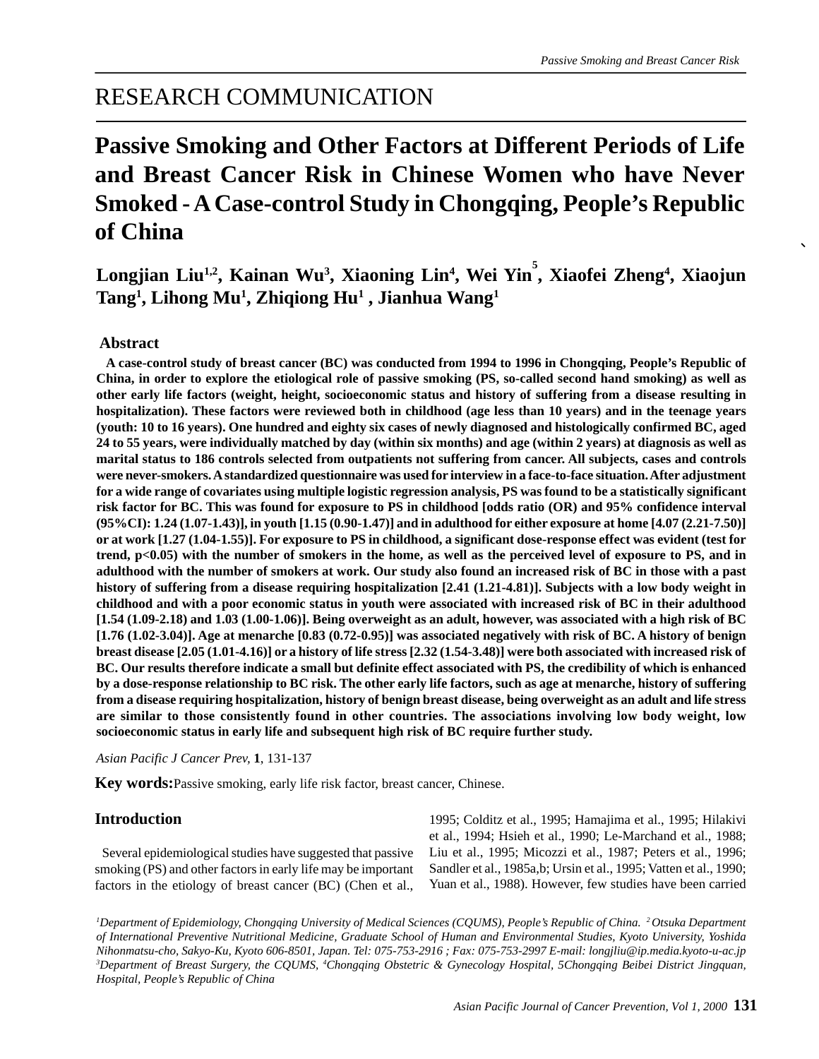RESEARCH COMMUNICATION

# Passive Smoking and Other Factors at Different Periods of Life and Breast Cancer Risk in Chinese Women who have Never Smoked - A Case-control Study in Chongqing, People's Republic of China

**Longjian Liu[1,2], Kainan Wu[3], Xiaoning Lin[4], Wei Yin[5], Xiaofei Zheng[4], Xiaojun Tang[1], Lihong Mu[1], Zhiqiong Hu[1] , Jianhua Wang[1]**

## Abstract

**A case-control study of breast cancer (BC) was conducted from 1994 to 1996 in Chongqing, People's Republic of China, in order to explore the etiological role of passive smoking (PS, so-called second hand smoking) as well as other early life factors (weight, height, socioeconomic status and history of suffering from a disease resulting in hospitalization). These factors were reviewed both in childhood (age less than 10 years) and in the teenage years (youth: 10 to 16 years). One hundred and eighty six cases of newly diagnosed and histologically confirmed BC, aged 24 to 55 years, were individually matched by day (within six months) and age (within 2 years) at diagnosis as well as marital status to 186 controls selected from outpatients not suffering from cancer. All subjects, cases and controls were never-smokers. A standardized questionnaire was used for interview in a face-to-face situation. After adjustment for a wide range of covariates using multiple logistic regression analysis, PS was found to be a statistically significant risk factor for BC. This was found for exposure to PS in childhood [odds ratio (OR) and 95% confidence interval (95%CI): 1.24 (1.07-1.43)], in youth [1.15 (0.90-1.47)] and in adulthood for either exposure at home [4.07 (2.21-7.50)] or at work [1.27 (1.04-1.55)]. For exposure to PS in childhood, a significant dose-response effect was evident (test for trend, $p<0.05$) with the number of smokers in the home, as well as the perceived level of exposure to PS, and in adulthood with the number of smokers at work. Our study also found an increased risk of BC in those with a past history of suffering from a disease requiring hospitalization [2.41 (1.21-4.81)]. Subjects with a low body weight in childhood and with a poor economic status in youth were associated with increased risk of BC in their adulthood [1.54 (1.09-2.18) and 1.03 (1.00-1.06)]. Being overweight as an adult, however, was associated with a high risk of BC [1.76 (1.02-3.04)]. Age at menarche [0.83 (0.72-0.95)] was associated negatively with risk of BC. A history of benign breast disease [2.05 (1.01-4.16)] or a history of life stress [2.32 (1.54-3.48)] were both associated with increased risk of BC. Our results therefore indicate a small but definite effect associated with PS, the credibility of which is enhanced by a dose-response relationship to BC risk. The other early life factors, such as age at menarche, history of suffering from a disease requiring hospitalization, history of benign breast disease, being overweight as an adult and life stress are similar to those consistently found in other countries. The associations involving low body weight, low socioeconomic status in early life and subsequent high risk of BC require further study.**

*Asian Pacific J Cancer Prev*, **1**, 131-137

**Key words:** Passive smoking, early life risk factor, breast cancer, Chinese.

## Introduction

Several epidemiological studies have suggested that passive smoking (PS) and other factors in early life may be important factors in the etiology of breast cancer (BC) (Chen et al., 1995; Colditz et al., 1995; Hamajima et al., 1995; Hilakivi et al., 1994; Hsieh et al., 1990; Le-Marchand et al., 1988; Liu et al., 1995; Micozzi et al., 1987; Peters et al., 1996; Sandler et al., 1985a,b; Ursin et al., 1995; Vatten et al., 1990; Yuan et al., 1988). However, few studies have been carried

*[1]Department of Epidemiology, Chongqing University of Medical Sciences (CQUMS), People's Republic of China. [2]Otsuka Department of International Preventive Nutritional Medicine, Graduate School of Human and Environmental Studies, Kyoto University, Yoshida Nihonmatsu-cho, Sakyo-Ku, Kyoto 606-8501, Japan. Tel: 075-753-2916 ; Fax: 075-753-2997 E-mail: longjliu@ip.media.kyoto-u-ac.jp [3]Department of Breast Surgery, the CQUMS, [4]Chongqing Obstetric & Gynecology Hospital, [5]Chongqing Beibei District Jingquan, Hospital, People's Republic of China*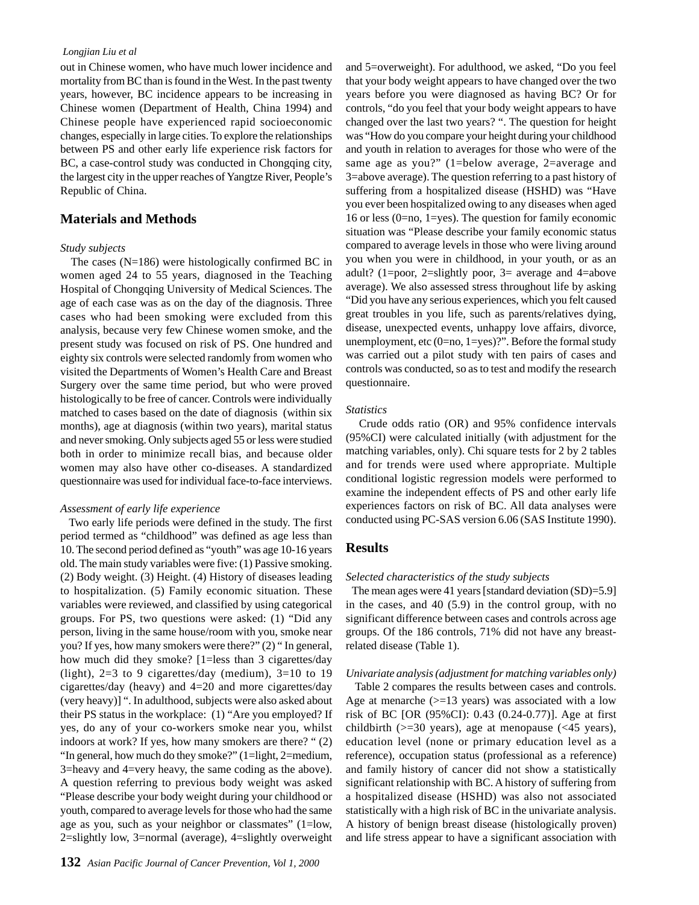out in Chinese women, who have much lower incidence and mortality from BC than is found in the West. In the past twenty years, however, BC incidence appears to be increasing in Chinese women (Department of Health, China 1994) and Chinese people have experienced rapid socioeconomic changes, especially in large cities. To explore the relationships between PS and other early life experience risk factors for BC, a case-control study was conducted in Chongqing city, the largest city in the upper reaches of Yangtze River, People's Republic of China.

## Materials and Methods

*Study subjects*

The cases (N=186) were histologically confirmed BC in women aged 24 to 55 years, diagnosed in the Teaching Hospital of Chongqing University of Medical Sciences. The age of each case was as on the day of the diagnosis. Three cases who had been smoking were excluded from this analysis, because very few Chinese women smoke, and the present study was focused on risk of PS. One hundred and eighty six controls were selected randomly from women who visited the Departments of Women's Health Care and Breast Surgery over the same time period, but who were proved histologically to be free of cancer. Controls were individually matched to cases based on the date of diagnosis (within six months), age at diagnosis (within two years), marital status and never smoking. Only subjects aged 55 or less were studied both in order to minimize recall bias, and because older women may also have other co-diseases. A standardized questionnaire was used for individual face-to-face interviews.

*Assessment of early life experience*

Two early life periods were defined in the study. The first period termed as "childhood" was defined as age less than 10. The second period defined as "youth" was age 10-16 years old. The main study variables were five: (1) Passive smoking. (2) Body weight. (3) Height. (4) History of diseases leading to hospitalization. (5) Family economic situation. These variables were reviewed, and classified by using categorical groups. For PS, two questions were asked: (1) "Did any person, living in the same house/room with you, smoke near you? If yes, how many smokers were there?" (2) " In general, how much did they smoke? [1=less than 3 cigarettes/day (light), 2=3 to 9 cigarettes/day (medium), 3=10 to 19 cigarettes/day (heavy) and 4=20 and more cigarettes/day (very heavy)] ". In adulthood, subjects were also asked about their PS status in the workplace: (1) "Are you employed? If yes, do any of your co-workers smoke near you, whilst indoors at work? If yes, how many smokers are there? " (2) "In general, how much do they smoke?" (1=light, 2=medium, 3=heavy and 4=very heavy, the same coding as the above). A question referring to previous body weight was asked "Please describe your body weight during your childhood or youth, compared to average levels for those who had the same age as you, such as your neighbor or classmates" (1=low, 2=slightly low, 3=normal (average), 4=slightly overweight and 5=overweight). For adulthood, we asked, "Do you feel that your body weight appears to have changed over the two years before you were diagnosed as having BC? Or for controls, "do you feel that your body weight appears to have changed over the last two years? ". The question for height was "How do you compare your height during your childhood and youth in relation to averages for those who were of the same age as you?" (1=below average, 2=average and 3=above average). The question referring to a past history of suffering from a hospitalized disease (HSHD) was "Have you ever been hospitalized owing to any diseases when aged 16 or less (0=no, 1=yes). The question for family economic situation was "Please describe your family economic status compared to average levels in those who were living around you when you were in childhood, in your youth, or as an adult? (1=poor, 2=slightly poor, 3= average and 4=above average). We also assessed stress throughout life by asking "Did you have any serious experiences, which you felt caused great troubles in you life, such as parents/relatives dying, disease, unexpected events, unhappy love affairs, divorce, unemployment, etc (0=no, 1=yes)?". Before the formal study was carried out a pilot study with ten pairs of cases and controls was conducted, so as to test and modify the research questionnaire.

*Statistics*

Crude odds ratio (OR) and 95% confidence intervals (95%CI) were calculated initially (with adjustment for the matching variables, only). Chi square tests for 2 by 2 tables and for trends were used where appropriate. Multiple conditional logistic regression models were performed to examine the independent effects of PS and other early life experiences factors on risk of BC. All data analyses were conducted using PC-SAS version 6.06 (SAS Institute 1990).

## Results

*Selected characteristics of the study subjects*

The mean ages were 41 years [standard deviation (SD)=5.9] in the cases, and 40 (5.9) in the control group, with no significant difference between cases and controls across age groups. Of the 186 controls, 71% did not have any breast-related disease (Table 1).

*Univariate analysis (adjustment for matching variables only)*

Table 2 compares the results between cases and controls. Age at menarche (>=13 years) was associated with a low risk of BC [OR (95%CI): 0.43 (0.24-0.77)]. Age at first childbirth (>=30 years), age at menopause (<45 years), education level (none or primary education level as a reference), occupation status (professional as a reference) and family history of cancer did not show a statistically significant relationship with BC. A history of suffering from a hospitalized disease (HSHD) was also not associated statistically with a high risk of BC in the univariate analysis. A history of benign breast disease (histologically proven) and life stress appear to have a significant association with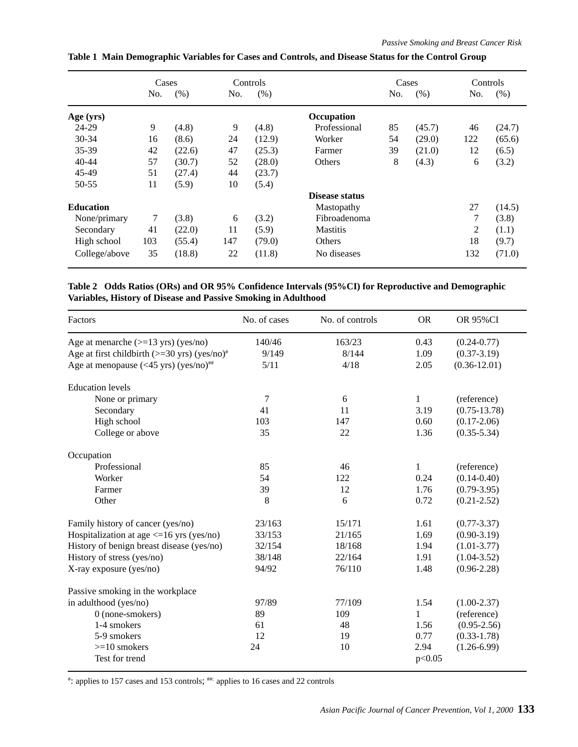**Table 1 Main Demographic Variables for Cases and Controls, and Disease Status for the Control Group**

| | Cases | | Controls | | | Cases | | Controls | |
|---|---|---|---|---|---|---|---|---|---|
| | No. | (%) | No. | (%) | | No. | (%) | No. | (%) |
| **Age (yrs)** | | | | | **Occupation** | | | | |
| 24-29 | 9 | (4.8) | 9 | (4.8) | Professional | 85 | (45.7) | 46 | (24.7) |
| 30-34 | 16 | (8.6) | 24 | (12.9) | Worker | 54 | (29.0) | 122 | (65.6) |
| 35-39 | 42 | (22.6) | 47 | (25.3) | Farmer | 39 | (21.0) | 12 | (6.5) |
| 40-44 | 57 | (30.7) | 52 | (28.0) | Others | 8 | (4.3) | 6 | (3.2) |
| 45-49 | 51 | (27.4) | 44 | (23.7) | | | | | |
| 50-55 | 11 | (5.9) | 10 | (5.4) | | | | | |
| | | | | | **Disease status** | | | | |
| **Education** | | | | | Mastopathy | | | 27 | (14.5) |
| None/primary | 7 | (3.8) | 6 | (3.2) | Fibroadenoma | | | 7 | (3.8) |
| Secondary | 41 | (22.0) | 11 | (5.9) | Mastitis | | | 2 | (1.1) |
| High school | 103 | (55.4) | 147 | (79.0) | Others | | | 18 | (9.7) |
| College/above | 35 | (18.8) | 22 | (11.8) | No diseases | | | 132 | (71.0) |

**Table 2 Odds Ratios (ORs) and OR 95% Confidence Intervals (95%CI) for Reproductive and Demographic Variables, History of Disease and Passive Smoking in Adulthood**

| Factors | No. of cases | No. of controls | OR | OR 95%CI |
|---|---|---|---|---|
| Age at menarche (>=13 yrs) (yes/no) | 140/46 | 163/23 | 0.43 | (0.24-0.77) |
| Age at first childbirth (>=30 yrs) (yes/no)[#] | 9/149 | 8/144 | 1.09 | (0.37-3.19) |
| Age at menopause (<45 yrs) (yes/no)[##] | 5/11 | 4/18 | 2.05 | (0.36-12.01) |
| Education levels | | | | |
| None or primary | 7 | 6 | 1 | (reference) |
| Secondary | 41 | 11 | 3.19 | (0.75-13.78) |
| High school | 103 | 147 | 0.60 | (0.17-2.06) |
| College or above | 35 | 22 | 1.36 | (0.35-5.34) |
| Occupation | | | | |
| Professional | 85 | 46 | 1 | (reference) |
| Worker | 54 | 122 | 0.24 | (0.14-0.40) |
| Farmer | 39 | 12 | 1.76 | (0.79-3.95) |
| Other | 8 | 6 | 0.72 | (0.21-2.52) |
| Family history of cancer (yes/no) | 23/163 | 15/171 | 1.61 | (0.77-3.37) |
| Hospitalization at age <=16 yrs (yes/no) | 33/153 | 21/165 | 1.69 | (0.90-3.19) |
| History of benign breast disease (yes/no) | 32/154 | 18/168 | 1.94 | (1.01-3.77) |
| History of stress (yes/no) | 38/148 | 22/164 | 1.91 | (1.04-3.52) |
| X-ray exposure (yes/no) | 94/92 | 76/110 | 1.48 | (0.96-2.28) |
| Passive smoking in the workplace in adulthood (yes/no) | 97/89 | 77/109 | 1.54 | (1.00-2.37) |
| 0 (none-smokers) | 89 | 109 | 1 | (reference) |
| 1-4 smokers | 61 | 48 | 1.56 | (0.95-2.56) |
| 5-9 smokers | 12 | 19 | 0.77 | (0.33-1.78) |
| >=10 smokers | 24 | 10 | 2.94 | (1.26-6.99) |
| Test for trend | | | $p<0.05$ | |

[#]: applies to 157 cases and 153 controls; [##]: applies to 16 cases and 22 controls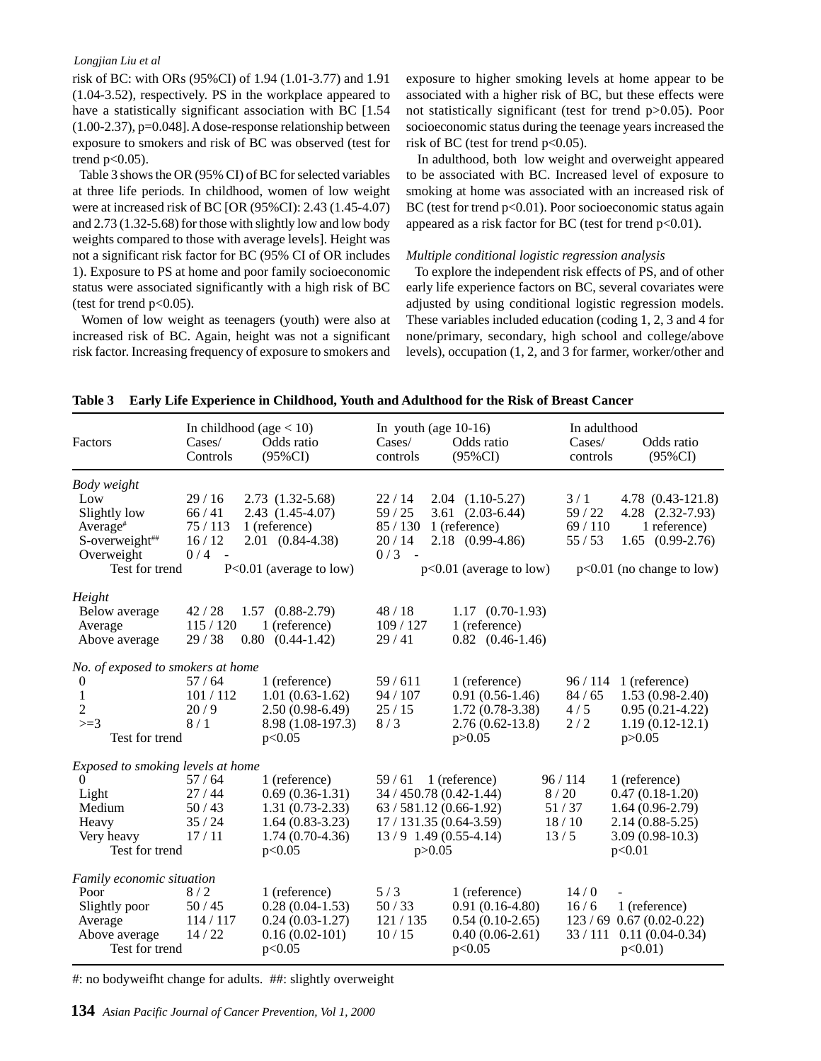risk of BC: with ORs (95%CI) of 1.94 (1.01-3.77) and 1.91 (1.04-3.52), respectively. PS in the workplace appeared to have a statistically significant association with BC [1.54 (1.00-2.37), p=0.048]. A dose-response relationship between exposure to smokers and risk of BC was observed (test for trend p<0.05).

Table 3 shows the OR (95% CI) of BC for selected variables at three life periods. In childhood, women of low weight were at increased risk of BC [OR (95%CI): 2.43 (1.45-4.07) and 2.73 (1.32-5.68) for those with slightly low and low body weights compared to those with average levels]. Height was not a significant risk factor for BC (95% CI of OR includes 1). Exposure to PS at home and poor family socioeconomic status were associated significantly with a high risk of BC (test for trend p<0.05).

Women of low weight as teenagers (youth) were also at increased risk of BC. Again, height was not a significant risk factor. Increasing frequency of exposure to smokers and exposure to higher smoking levels at home appear to be associated with a higher risk of BC, but these effects were not statistically significant (test for trend p>0.05). Poor socioeconomic status during the teenage years increased the risk of BC (test for trend p<0.05).

In adulthood, both low weight and overweight appeared to be associated with BC. Increased level of exposure to smoking at home was associated with an increased risk of BC (test for trend p<0.01). Poor socioeconomic status again appeared as a risk factor for BC (test for trend p<0.01).

*Multiple conditional logistic regression analysis*

To explore the independent risk effects of PS, and of other early life experience factors on BC, several covariates were adjusted by using conditional logistic regression models. These variables included education (coding 1, 2, 3 and 4 for none/primary, secondary, high school and college/above levels), occupation (1, 2, and 3 for farmer, worker/other and

**Table 3 Early Life Experience in Childhood, Youth and Adulthood for the Risk of Breast Cancer**

| Factors | In childhood (age < 10) Cases/ Controls | Odds ratio (95%CI) | In youth (age 10-16) Cases/ controls | Odds ratio (95%CI) | In adulthood Cases/ controls | Odds ratio (95%CI) |
|---|---|---|---|---|---|---|
| *Body weight* | | | | | | |
| Low | 29 / 16 | 2.73 (1.32-5.68) | 22 / 14 | 2.04 (1.10-5.27) | 3 / 1 | 4.78 (0.43-121.8) |
| Slightly low | 66 / 41 | 2.43 (1.45-4.07) | 59 / 25 | 3.61 (2.03-6.44) | 59 / 22 | 4.28 (2.32-7.93) |
| Average# | 75 / 113 | 1 (reference) | 85 / 130 | 1 (reference) | 69 / 110 | 1 reference) |
| S-overweight## | 16 / 12 | 2.01 (0.84-4.38) | 20 / 14 | 2.18 (0.99-4.86) | 55 / 53 | 1.65 (0.99-2.76) |
| Overweight | 0 / 4 | - | 0 / 3 | - | | |
| Test for trend | | P<0.01 (average to low) | | p<0.01 (average to low) | | p<0.01 (no change to low) |
| *Height* | | | | | | |
| Below average | 42 / 28 | 1.57 (0.88-2.79) | 48 / 18 | 1.17 (0.70-1.93) | | |
| Average | 115 / 120 | 1 (reference) | 109 / 127 | 1 (reference) | | |
| Above average | 29 / 38 | 0.80 (0.44-1.42) | 29 / 41 | 0.82 (0.46-1.46) | | |
| *No. of exposed to smokers at home* | | | | | | |
| 0 | 57 / 64 | 1 (reference) | 59 / 611 | 1 (reference) | 96 / 114 | 1 (reference) |
| 1 | 101 / 112 | 1.01 (0.63-1.62) | 94 / 107 | 0.91 (0.56-1.46) | 84 / 65 | 1.53 (0.98-2.40) |
| 2 | 20 / 9 | 2.50 (0.98-6.49) | 25 / 15 | 1.72 (0.78-3.38) | 4 / 5 | 0.95 (0.21-4.22) |
| >=3 | 8 / 1 | 8.98 (1.08-197.3) | 8 / 3 | 2.76 (0.62-13.8) | 2 / 2 | 1.19 (0.12-12.1) |
| Test for trend | | p<0.05 | | p>0.05 | | p>0.05 |
| *Exposed to smoking levels at home* | | | | | | |
| 0 | 57 / 64 | 1 (reference) | 59 / 61 | 1 (reference) | 96 / 114 | 1 (reference) |
| Light | 27 / 44 | 0.69 (0.36-1.31) | 34 / 45 | 0.78 (0.42-1.44) | 8 / 20 | 0.47 (0.18-1.20) |
| Medium | 50 / 43 | 1.31 (0.73-2.33) | 63 / 58 | 1.12 (0.66-1.92) | 51 / 37 | 1.64 (0.96-2.79) |
| Heavy | 35 / 24 | 1.64 (0.83-3.23) | 17 / 13 | 1.35 (0.64-3.59) | 18 / 10 | 2.14 (0.88-5.25) |
| Very heavy | 17 / 11 | 1.74 (0.70-4.36) | 13 / 9 | 1.49 (0.55-4.14) | 13 / 5 | 3.09 (0.98-10.3) |
| Test for trend | | p<0.05 | | p>0.05 | | p<0.01 |
| *Family economic situation* | | | | | | |
| Poor | 8 / 2 | 1 (reference) | 5 / 3 | 1 (reference) | 14 / 0 | - |
| Slightly poor | 50 / 45 | 0.28 (0.04-1.53) | 50 / 33 | 0.91 (0.16-4.80) | 16 / 6 | 1 (reference) |
| Average | 114 / 117 | 0.24 (0.03-1.27) | 121 / 135 | 0.54 (0.10-2.65) | 123 / 69 | 0.67 (0.02-0.22) |
| Above average | 14 / 22 | 0.16 (0.02-101) | 10 / 15 | 0.40 (0.06-2.61) | 33 / 111 | 0.11 (0.04-0.34) |
| Test for trend | | p<0.05 | | p<0.05 | | p<0.01) |

#: no bodyweifht change for adults. ##: slightly overweight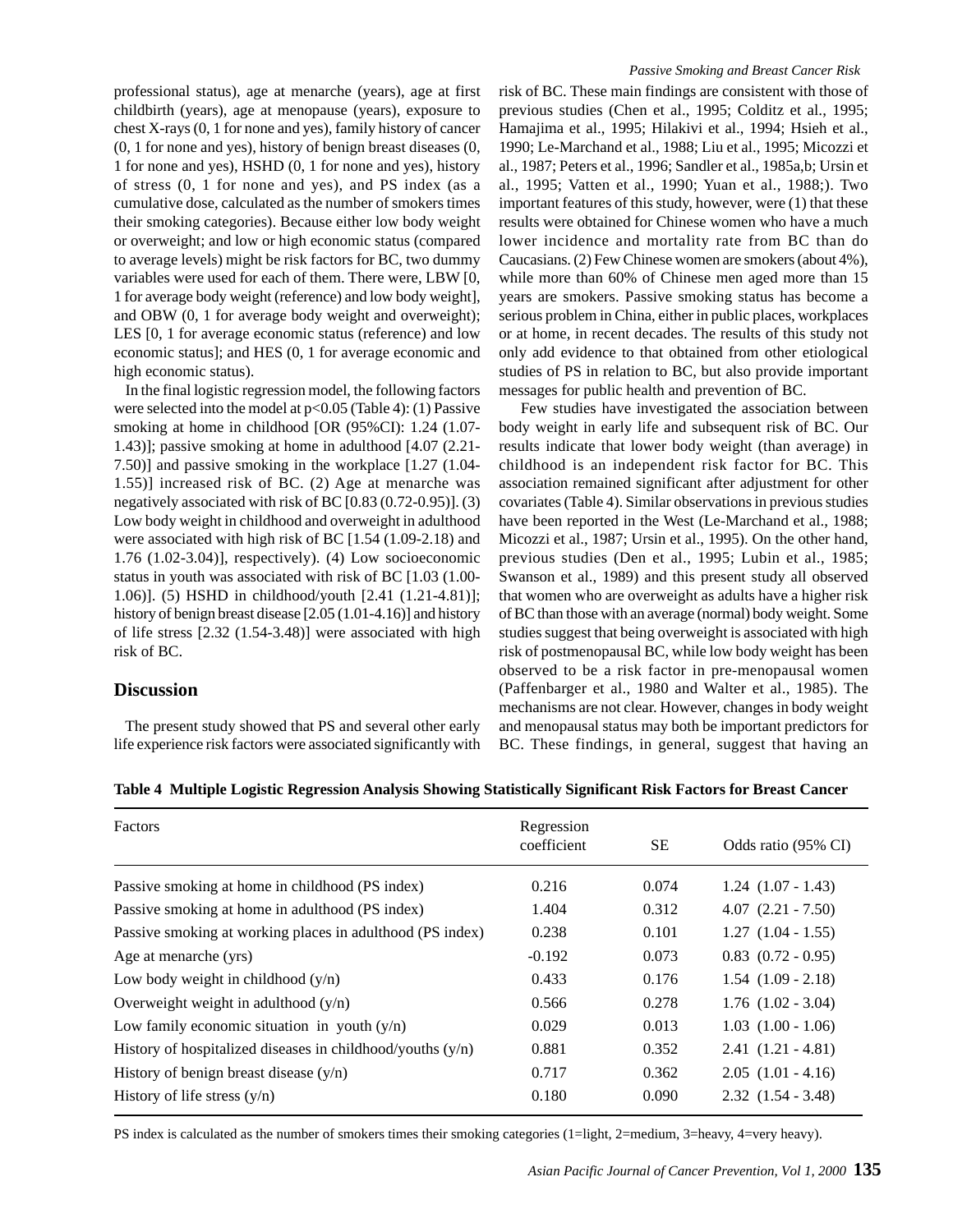professional status), age at menarche (years), age at first childbirth (years), age at menopause (years), exposure to chest X-rays (0, 1 for none and yes), family history of cancer (0, 1 for none and yes), history of benign breast diseases (0, 1 for none and yes), HSHD (0, 1 for none and yes), history of stress (0, 1 for none and yes), and PS index (as a cumulative dose, calculated as the number of smokers times their smoking categories). Because either low body weight or overweight; and low or high economic status (compared to average levels) might be risk factors for BC, two dummy variables were used for each of them. There were, LBW [0, 1 for average body weight (reference) and low body weight], and OBW (0, 1 for average body weight and overweight); LES [0, 1 for average economic status (reference) and low economic status]; and HES (0, 1 for average economic and high economic status).

In the final logistic regression model, the following factors were selected into the model at $p<0.05$ (Table 4): (1) Passive smoking at home in childhood [OR (95%CI): 1.24 (1.07-1.43)]; passive smoking at home in adulthood [4.07 (2.21-7.50)] and passive smoking in the workplace [1.27 (1.04-1.55)] increased risk of BC. (2) Age at menarche was negatively associated with risk of BC [0.83 (0.72-0.95)]. (3) Low body weight in childhood and overweight in adulthood were associated with high risk of BC [1.54 (1.09-2.18) and 1.76 (1.02-3.04)], respectively). (4) Low socioeconomic status in youth was associated with risk of BC [1.03 (1.00-1.06)]. (5) HSHD in childhood/youth [2.41 (1.21-4.81)]; history of benign breast disease [2.05 (1.01-4.16)] and history of life stress [2.32 (1.54-3.48)] were associated with high risk of BC.

## Discussion

The present study showed that PS and several other early life experience risk factors were associated significantly with risk of BC. These main findings are consistent with those of previous studies (Chen et al., 1995; Colditz et al., 1995; Hamajima et al., 1995; Hilakivi et al., 1994; Hsieh et al., 1990; Le-Marchand et al., 1988; Liu et al., 1995; Micozzi et al., 1987; Peters et al., 1996; Sandler et al., 1985a,b; Ursin et al., 1995; Vatten et al., 1990; Yuan et al., 1988;). Two important features of this study, however, were (1) that these results were obtained for Chinese women who have a much lower incidence and mortality rate from BC than do Caucasians. (2) Few Chinese women are smokers (about 4%), while more than 60% of Chinese men aged more than 15 years are smokers. Passive smoking status has become a serious problem in China, either in public places, workplaces or at home, in recent decades. The results of this study not only add evidence to that obtained from other etiological studies of PS in relation to BC, but also provide important messages for public health and prevention of BC.

Few studies have investigated the association between body weight in early life and subsequent risk of BC. Our results indicate that lower body weight (than average) in childhood is an independent risk factor for BC. This association remained significant after adjustment for other covariates (Table 4). Similar observations in previous studies have been reported in the West (Le-Marchand et al., 1988; Micozzi et al., 1987; Ursin et al., 1995). On the other hand, previous studies (Den et al., 1995; Lubin et al., 1985; Swanson et al., 1989) and this present study all observed that women who are overweight as adults have a higher risk of BC than those with an average (normal) body weight. Some studies suggest that being overweight is associated with high risk of postmenopausal BC, while low body weight has been observed to be a risk factor in pre-menopausal women (Paffenbarger et al., 1980 and Walter et al., 1985). The mechanisms are not clear. However, changes in body weight and menopausal status may both be important predictors for BC. These findings, in general, suggest that having an

**Table 4 Multiple Logistic Regression Analysis Showing Statistically Significant Risk Factors for Breast Cancer**

| Factors | Regression coefficient | SE | Odds ratio (95% CI) |
|---|---|---|---|
| Passive smoking at home in childhood (PS index) | 0.216 | 0.074 | 1.24 (1.07 - 1.43) |
| Passive smoking at home in adulthood (PS index) | 1.404 | 0.312 | 4.07 (2.21 - 7.50) |
| Passive smoking at working places in adulthood (PS index) | 0.238 | 0.101 | 1.27 (1.04 - 1.55) |
| Age at menarche (yrs) | -0.192 | 0.073 | 0.83 (0.72 - 0.95) |
| Low body weight in childhood (y/n) | 0.433 | 0.176 | 1.54 (1.09 - 2.18) |
| Overweight weight in adulthood (y/n) | 0.566 | 0.278 | 1.76 (1.02 - 3.04) |
| Low family economic situation in youth (y/n) | 0.029 | 0.013 | 1.03 (1.00 - 1.06) |
| History of hospitalized diseases in childhood/youths (y/n) | 0.881 | 0.352 | 2.41 (1.21 - 4.81) |
| History of benign breast disease (y/n) | 0.717 | 0.362 | 2.05 (1.01 - 4.16) |
| History of life stress (y/n) | 0.180 | 0.090 | 2.32 (1.54 - 3.48) |

PS index is calculated as the number of smokers times their smoking categories (1=light, 2=medium, 3=heavy, 4=very heavy).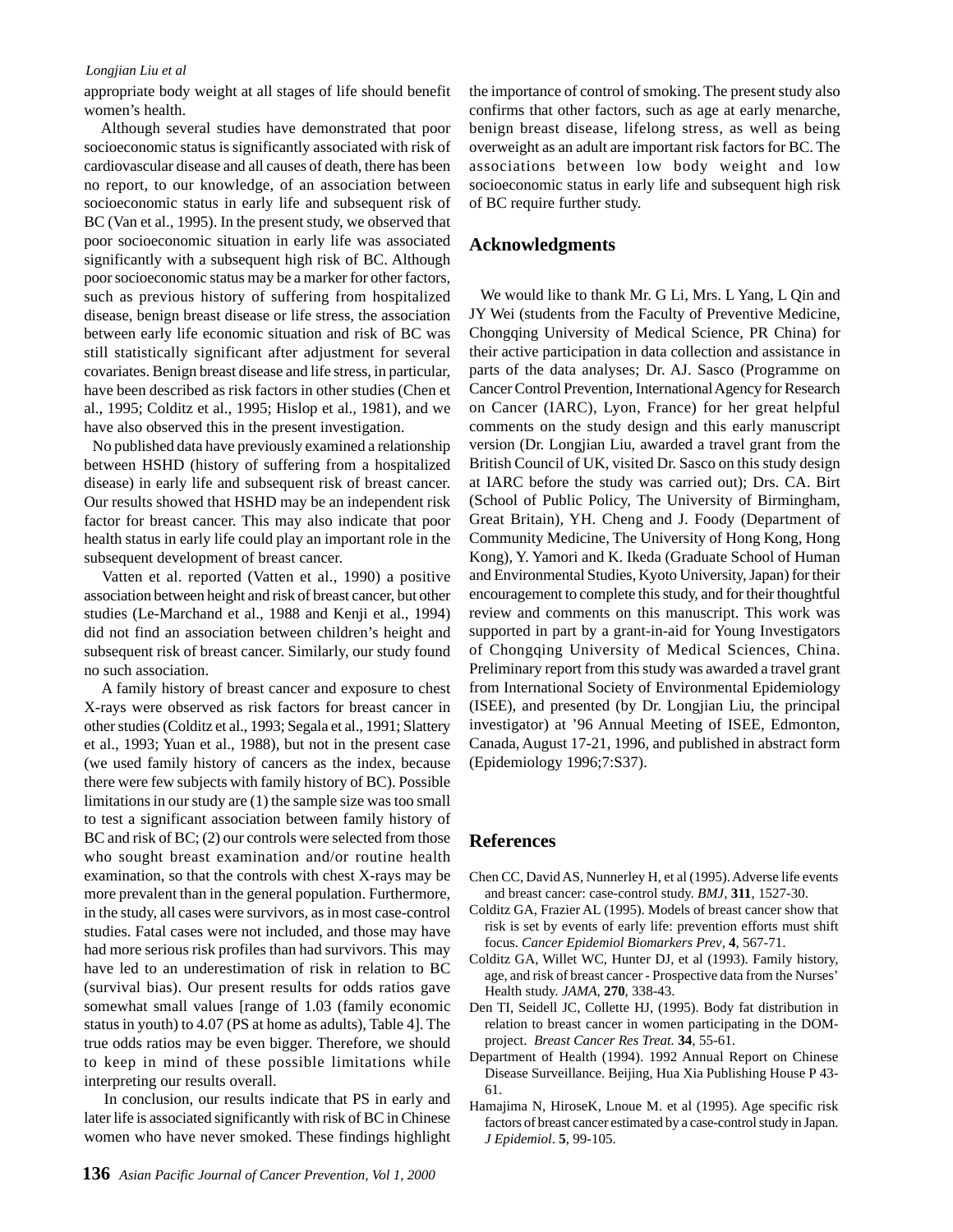appropriate body weight at all stages of life should benefit women's health.

Although several studies have demonstrated that poor socioeconomic status is significantly associated with risk of cardiovascular disease and all causes of death, there has been no report, to our knowledge, of an association between socioeconomic status in early life and subsequent risk of BC (Van et al., 1995). In the present study, we observed that poor socioeconomic situation in early life was associated significantly with a subsequent high risk of BC. Although poor socioeconomic status may be a marker for other factors, such as previous history of suffering from hospitalized disease, benign breast disease or life stress, the association between early life economic situation and risk of BC was still statistically significant after adjustment for several covariates. Benign breast disease and life stress, in particular, have been described as risk factors in other studies (Chen et al., 1995; Colditz et al., 1995; Hislop et al., 1981), and we have also observed this in the present investigation.

No published data have previously examined a relationship between HSHD (history of suffering from a hospitalized disease) in early life and subsequent risk of breast cancer. Our results showed that HSHD may be an independent risk factor for breast cancer. This may also indicate that poor health status in early life could play an important role in the subsequent development of breast cancer.

Vatten et al. reported (Vatten et al., 1990) a positive association between height and risk of breast cancer, but other studies (Le-Marchand et al., 1988 and Kenji et al., 1994) did not find an association between children's height and subsequent risk of breast cancer. Similarly, our study found no such association.

A family history of breast cancer and exposure to chest X-rays were observed as risk factors for breast cancer in other studies (Colditz et al., 1993; Segala et al., 1991; Slattery et al., 1993; Yuan et al., 1988), but not in the present case (we used family history of cancers as the index, because there were few subjects with family history of BC). Possible limitations in our study are (1) the sample size was too small to test a significant association between family history of BC and risk of BC; (2) our controls were selected from those who sought breast examination and/or routine health examination, so that the controls with chest X-rays may be more prevalent than in the general population. Furthermore, in the study, all cases were survivors, as in most case-control studies. Fatal cases were not included, and those may have had more serious risk profiles than had survivors. This may have led to an underestimation of risk in relation to BC (survival bias). Our present results for odds ratios gave somewhat small values [range of 1.03 (family economic status in youth) to 4.07 (PS at home as adults), Table 4]. The true odds ratios may be even bigger. Therefore, we should to keep in mind of these possible limitations while interpreting our results overall.

In conclusion, our results indicate that PS in early and later life is associated significantly with risk of BC in Chinese women who have never smoked. These findings highlight the importance of control of smoking. The present study also confirms that other factors, such as age at early menarche, benign breast disease, lifelong stress, as well as being overweight as an adult are important risk factors for BC. The associations between low body weight and low socioeconomic status in early life and subsequent high risk of BC require further study.

## Acknowledgments

We would like to thank Mr. G Li, Mrs. L Yang, L Qin and JY Wei (students from the Faculty of Preventive Medicine, Chongqing University of Medical Science, PR China) for their active participation in data collection and assistance in parts of the data analyses; Dr. AJ. Sasco (Programme on Cancer Control Prevention, International Agency for Research on Cancer (IARC), Lyon, France) for her great helpful comments on the study design and this early manuscript version (Dr. Longjian Liu, awarded a travel grant from the British Council of UK, visited Dr. Sasco on this study design at IARC before the study was carried out); Drs. CA. Birt (School of Public Policy, The University of Birmingham, Great Britain), YH. Cheng and J. Foody (Department of Community Medicine, The University of Hong Kong, Hong Kong), Y. Yamori and K. Ikeda (Graduate School of Human and Environmental Studies, Kyoto University, Japan) for their encouragement to complete this study, and for their thoughtful review and comments on this manuscript. This work was supported in part by a grant-in-aid for Young Investigators of Chongqing University of Medical Sciences, China. Preliminary report from this study was awarded a travel grant from International Society of Environmental Epidemiology (ISEE), and presented (by Dr. Longjian Liu, the principal investigator) at '96 Annual Meeting of ISEE, Edmonton, Canada, August 17-21, 1996, and published in abstract form (Epidemiology 1996;7:S37).

## References

Chen CC, David AS, Nunnerley H, et al (1995). Adverse life events and breast cancer: case-control study. *BMJ*, **311**, 1527-30.

Colditz GA, Frazier AL (1995). Models of breast cancer show that risk is set by events of early life: prevention efforts must shift focus. *Cancer Epidemiol Biomarkers Prev*, **4**, 567-71.

Colditz GA, Willet WC, Hunter DJ, et al (1993). Family history, age, and risk of breast cancer - Prospective data from the Nurses' Health study. *JAMA*, **270**, 338-43.

Den TI, Seidell JC, Collette HJ, (1995). Body fat distribution in relation to breast cancer in women participating in the DOM-project. *Breast Cancer Res Treat.* **34**, 55-61.

Department of Health (1994). 1992 Annual Report on Chinese Disease Surveillance. Beijing, Hua Xia Publishing House P 43-61.

Hamajima N, HiroseK, Lnoue M. et al (1995). Age specific risk factors of breast cancer estimated by a case-control study in Japan. *J Epidemiol*. **5**, 99-105.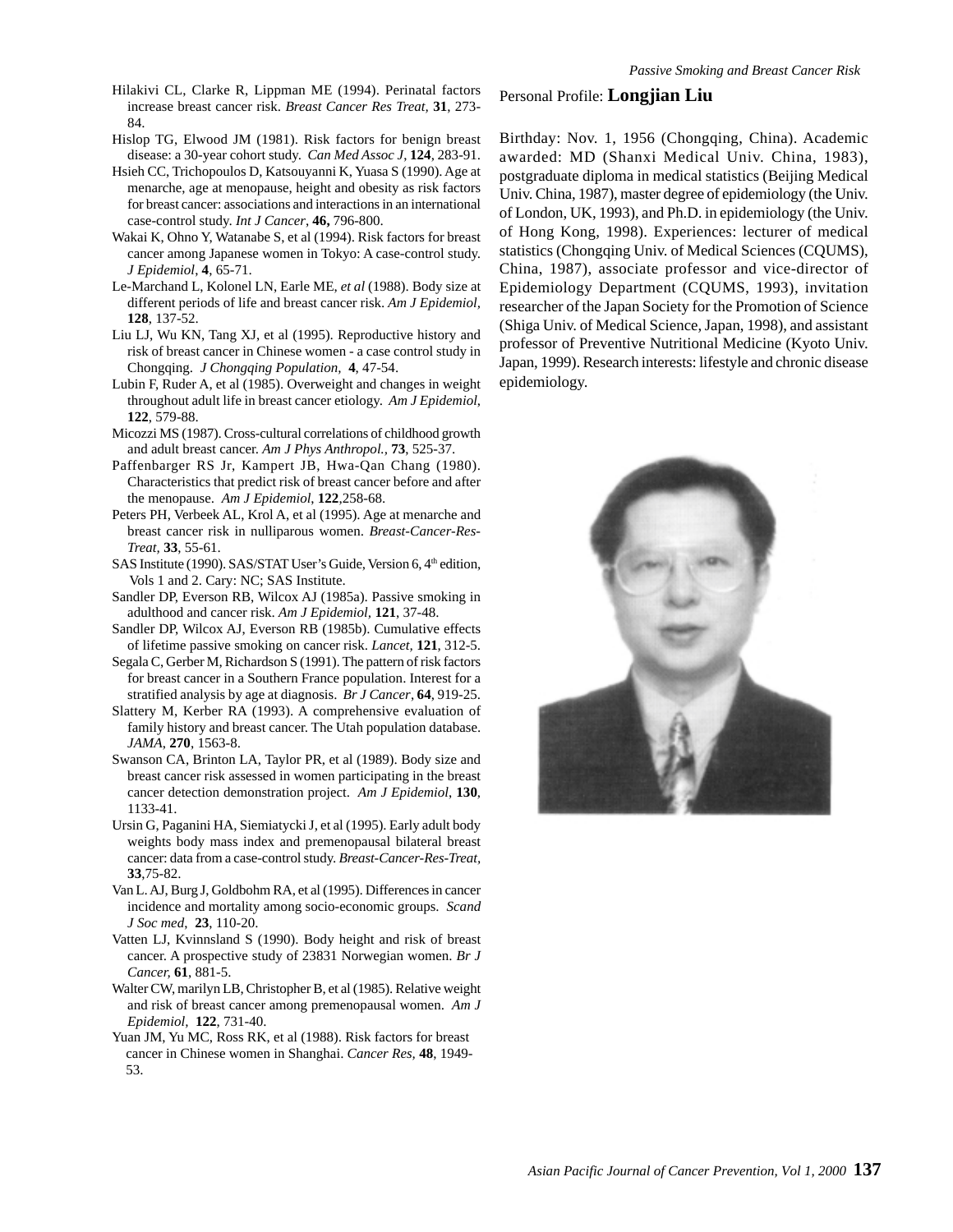Hilakivi CL, Clarke R, Lippman ME (1994). Perinatal factors increase breast cancer risk. *Breast Cancer Res Treat*, **31**, 273-84.

Hislop TG, Elwood JM (1981). Risk factors for benign breast disease: a 30-year cohort study. *Can Med Assoc J*, **124**, 283-91.

Hsieh CC, Trichopoulos D, Katsouyanni K, Yuasa S (1990). Age at menarche, age at menopause, height and obesity as risk factors for breast cancer: associations and interactions in an international case-control study. *Int J Cancer*, **46,** 796-800.

Wakai K, Ohno Y, Watanabe S, et al (1994). Risk factors for breast cancer among Japanese women in Tokyo: A case-control study. *J Epidemiol*, **4**, 65-71.

Le-Marchand L, Kolonel LN, Earle ME, *et al* (1988). Body size at different periods of life and breast cancer risk. *Am J Epidemiol*, **128**, 137-52.

Liu LJ, Wu KN, Tang XJ, et al (1995). Reproductive history and risk of breast cancer in Chinese women - a case control study in Chongqing. *J Chongqing Population*, **4**, 47-54.

Lubin F, Ruder A, et al (1985). Overweight and changes in weight throughout adult life in breast cancer etiology. *Am J Epidemiol*, **122**, 579-88.

Micozzi MS (1987). Cross-cultural correlations of childhood growth and adult breast cancer. *Am J Phys Anthropol.*, **73**, 525-37.

Paffenbarger RS Jr, Kampert JB, Hwa-Qan Chang (1980). Characteristics that predict risk of breast cancer before and after the menopause. *Am J Epidemiol*, **122**,258-68.

Peters PH, Verbeek AL, Krol A, et al (1995). Age at menarche and breast cancer risk in nulliparous women. *Breast-Cancer-Res-Treat*, **33**, 55-61.

SAS Institute (1990). SAS/STAT User's Guide, Version 6, 4th edition, Vols 1 and 2. Cary: NC; SAS Institute.

Sandler DP, Everson RB, Wilcox AJ (1985a). Passive smoking in adulthood and cancer risk. *Am J Epidemiol*, **121**, 37-48.

Sandler DP, Wilcox AJ, Everson RB (1985b). Cumulative effects of lifetime passive smoking on cancer risk. *Lancet*, **121**, 312-5.

Segala C, Gerber M, Richardson S (1991). The pattern of risk factors for breast cancer in a Southern France population. Interest for a stratified analysis by age at diagnosis. *Br J Cancer*, **64**, 919-25.

Slattery M, Kerber RA (1993). A comprehensive evaluation of family history and breast cancer. The Utah population database. *JAMA*, **270**, 1563-8.

Swanson CA, Brinton LA, Taylor PR, et al (1989). Body size and breast cancer risk assessed in women participating in the breast cancer detection demonstration project. *Am J Epidemiol*, **130**, 1133-41.

Ursin G, Paganini HA, Siemiatycki J, et al (1995). Early adult body weights body mass index and premenopausal bilateral breast cancer: data from a case-control study. *Breast-Cancer-Res-Treat*, **33**,75-82.

Van L. AJ, Burg J, Goldbohm RA, et al (1995). Differences in cancer incidence and mortality among socio-economic groups. *Scand J Soc med*, **23**, 110-20.

Vatten LJ, Kvinnsland S (1990). Body height and risk of breast cancer. A prospective study of 23831 Norwegian women. *Br J Cancer*, **61**, 881-5.

Walter CW, marilyn LB, Christopher B, et al (1985). Relative weight and risk of breast cancer among premenopausal women. *Am J Epidemiol*, **122**, 731-40.

Yuan JM, Yu MC, Ross RK, et al (1988). Risk factors for breast cancer in Chinese women in Shanghai. *Cancer Res*, **48**, 1949-53.

Personal Profile: **Longjian Liu**

Birthday: Nov. 1, 1956 (Chongqing, China). Academic awarded: MD (Shanxi Medical Univ. China, 1983), postgraduate diploma in medical statistics (Beijing Medical Univ. China, 1987), master degree of epidemiology (the Univ. of London, UK, 1993), and Ph.D. in epidemiology (the Univ. of Hong Kong, 1998). Experiences: lecturer of medical statistics (Chongqing Univ. of Medical Sciences (CQUMS), China, 1987), associate professor and vice-director of Epidemiology Department (CQUMS, 1993), invitation researcher of the Japan Society for the Promotion of Science (Shiga Univ. of Medical Science, Japan, 1998), and assistant professor of Preventive Nutritional Medicine (Kyoto Univ. Japan, 1999). Research interests: lifestyle and chronic disease epidemiology.